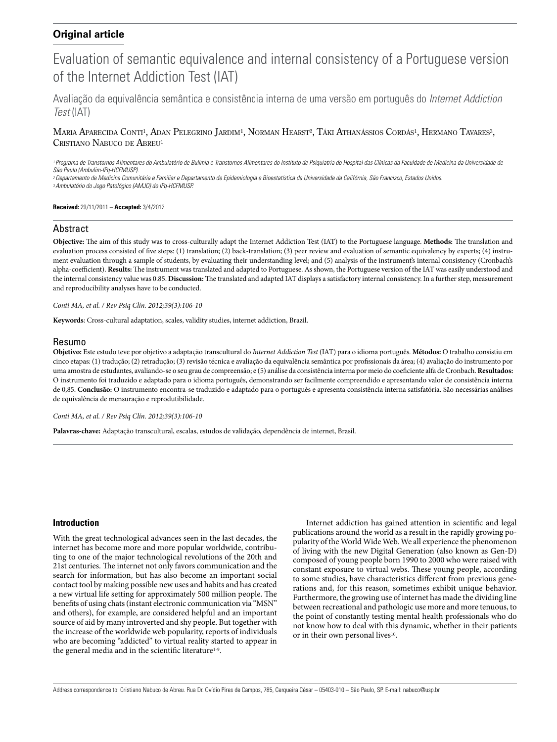**Original article**

# Evaluation of semantic equivalence and internal consistency of a Portuguese version of the Internet Addiction Test (IAT)

Avaliação da equivalência semântica e consistência interna de uma versão em português do *Internet Addiction Test* (IAT)

Maria Aparecida Conti[1], Adan Pelegrino Jardim[1], Norman Hearst[2], Táki Athanássios Cordás[1], Hermano Tavares[3], Cristiano Nabuco de Abreu[1]

*[1] Programa de Transtornos Alimentares do Ambulatório de Bulimia e Transtornos Alimentares do Instituto de Psiquiatria do Hospital das Clínicas da Faculdade de Medicina da Universidade de São Paulo (Ambulim-IPq-HCFMUSP).*
*[2] Departamento de Medicina Comunitária e Familiar e Departamento de Epidemiologia e Bioestatística da Universidade da Califórnia, São Francisco, Estados Unidos.*
*[3] Ambulatório do Jogo Patológico (AMJO) do IPq-HCFMUSP.*

**Received:** 29/11/2011 – **Accepted:** 3/4/2012

## Abstract

**Objective:** The aim of this study was to cross-culturally adapt the Internet Addiction Test (IAT) to the Portuguese language. **Methods:** The translation and evaluation process consisted of five steps: (1) translation; (2) back-translation; (3) peer review and evaluation of semantic equivalency by experts; (4) instrument evaluation through a sample of students, by evaluating their understanding level; and (5) analysis of the instrument's internal consistency (Cronbach's alpha-coefficient). **Results:** The instrument was translated and adapted to Portuguese. As shown, the Portuguese version of the IAT was easily understood and the internal consistency value was 0.85. **Discussion:** The translated and adapted IAT displays a satisfactory internal consistency. In a further step, measurement and reproducibility analyses have to be conducted.

*Conti MA, et al. / Rev Psiq Clín. 2012;39(3):106-10*

**Keywords**: Cross-cultural adaptation, scales, validity studies, internet addiction, Brazil.

## Resumo

**Objetivo:** Este estudo teve por objetivo a adaptação transcultural do *Internet Addiction Test* (IAT) para o idioma português. **Métodos:** O trabalho consistiu em cinco etapas: (1) tradução; (2) retradução; (3) revisão técnica e avaliação da equivalência semântica por profissionais da área; (4) avaliação do instrumento por uma amostra de estudantes, avaliando-se o seu grau de compreensão; e (5) análise da consistência interna por meio do coeficiente alfa de Cronbach. **Resultados:** O instrumento foi traduzido e adaptado para o idioma português, demonstrando ser facilmente compreendido e apresentando valor de consistência interna de 0,85. **Conclusão:** O instrumento encontra-se traduzido e adaptado para o português e apresenta consistência interna satisfatória. São necessárias análises de equivalência de mensuração e reprodutibilidade.

*Conti MA, et al. / Rev Psiq Clín. 2012;39(3):106-10*

**Palavras-chave:** Adaptação transcultural, escalas, estudos de validação, dependência de internet, Brasil.

## Introduction

With the great technological advances seen in the last decades, the internet has become more and more popular worldwide, contributing to one of the major technological revolutions of the 20th and 21st centuries. The internet not only favors communication and the search for information, but has also become an important social contact tool by making possible new uses and habits and has created a new virtual life setting for approximately 500 million people. The benefits of using chats (instant electronic communication via "MSN" and others), for example, are considered helpful and an important source of aid by many introverted and shy people. But together with the increase of the worldwide web popularity, reports of individuals who are becoming "addicted" to virtual reality started to appear in the general media and in the scientific literature[1-9].

Internet addiction has gained attention in scientific and legal publications around the world as a result in the rapidly growing popularity of the World Wide Web. We all experience the phenomenon of living with the new Digital Generation (also known as Gen-D) composed of young people born 1990 to 2000 who were raised with constant exposure to virtual webs. These young people, according to some studies, have characteristics different from previous generations and, for this reason, sometimes exhibit unique behavior. Furthermore, the growing use of internet has made the dividing line between recreational and pathologic use more and more tenuous, to the point of constantly testing mental health professionals who do not know how to deal with this dynamic, whether in their patients or in their own personal lives[10].

Address correspondence to: Cristiano Nabuco de Abreu. Rua Dr. Ovídio Pires de Campos, 785, Cerqueira César – 05403-010 – São Paulo, SP. E-mail: nabuco@usp.br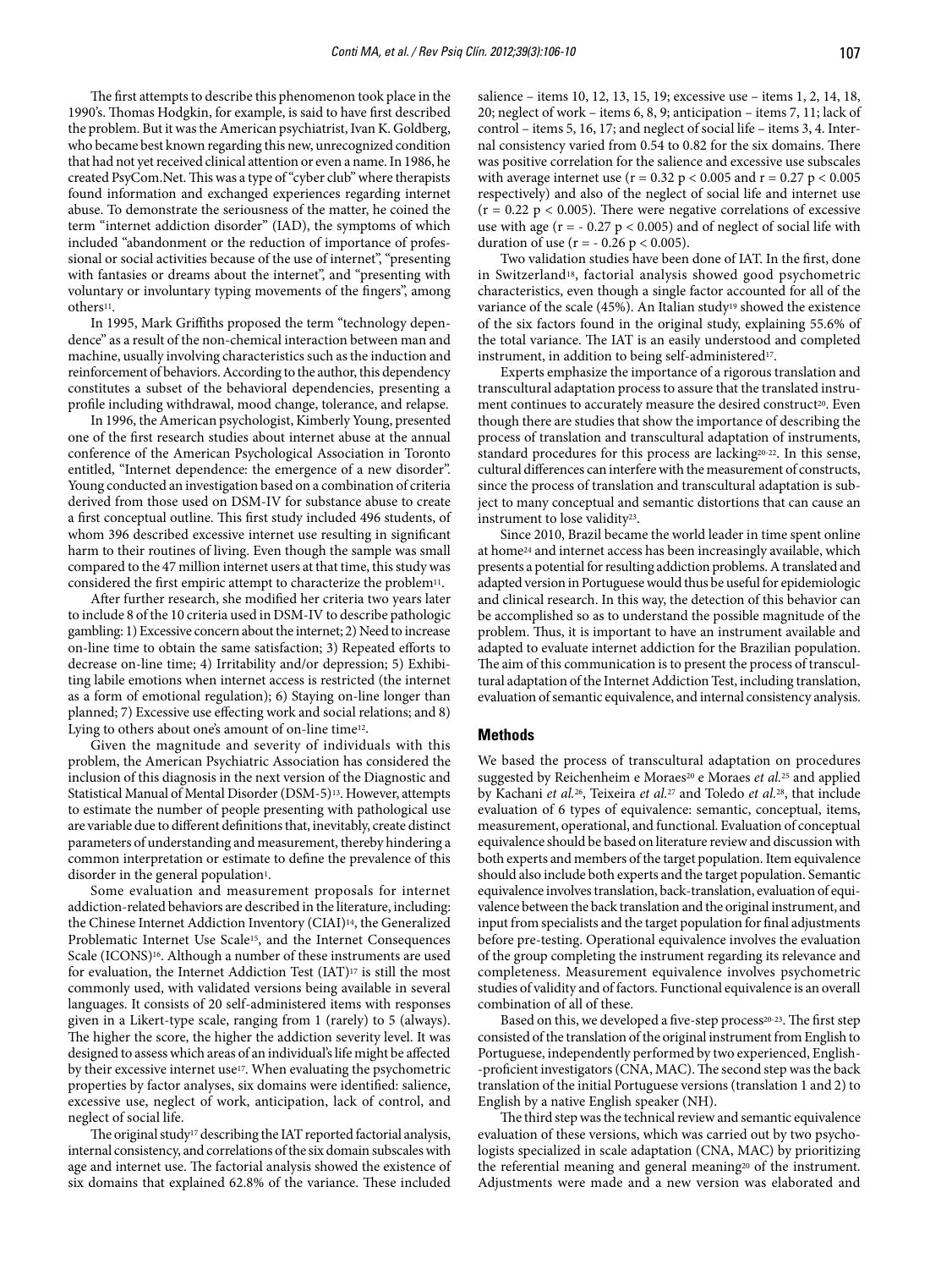The first attempts to describe this phenomenon took place in the 1990's. Thomas Hodgkin, for example, is said to have first described the problem. But it was the American psychiatrist, Ivan K. Goldberg, who became best known regarding this new, unrecognized condition that had not yet received clinical attention or even a name. In 1986, he created PsyCom.Net. This was a type of "cyber club" where therapists found information and exchanged experiences regarding internet abuse. To demonstrate the seriousness of the matter, he coined the term "internet addiction disorder" (IAD), the symptoms of which included "abandonment or the reduction of importance of professional or social activities because of the use of internet", "presenting with fantasies or dreams about the internet", and "presenting with voluntary or involuntary typing movements of the fingers", among others[11].

In 1995, Mark Griffiths proposed the term "technology dependence" as a result of the non-chemical interaction between man and machine, usually involving characteristics such as the induction and reinforcement of behaviors. According to the author, this dependency constitutes a subset of the behavioral dependencies, presenting a profile including withdrawal, mood change, tolerance, and relapse.

In 1996, the American psychologist, Kimberly Young, presented one of the first research studies about internet abuse at the annual conference of the American Psychological Association in Toronto entitled, "Internet dependence: the emergence of a new disorder". Young conducted an investigation based on a combination of criteria derived from those used on DSM-IV for substance abuse to create a first conceptual outline. This first study included 496 students, of whom 396 described excessive internet use resulting in significant harm to their routines of living. Even though the sample was small compared to the 47 million internet users at that time, this study was considered the first empiric attempt to characterize the problem[11].

After further research, she modified her criteria two years later to include 8 of the 10 criteria used in DSM-IV to describe pathologic gambling: 1) Excessive concern about the internet; 2) Need to increase on-line time to obtain the same satisfaction; 3) Repeated efforts to decrease on-line time; 4) Irritability and/or depression; 5) Exhibiting labile emotions when internet access is restricted (the internet as a form of emotional regulation); 6) Staying on-line longer than planned; 7) Excessive use effecting work and social relations; and 8) Lying to others about one's amount of on-line time[12].

Given the magnitude and severity of individuals with this problem, the American Psychiatric Association has considered the inclusion of this diagnosis in the next version of the Diagnostic and Statistical Manual of Mental Disorder (DSM-5)[13]. However, attempts to estimate the number of people presenting with pathological use are variable due to different definitions that, inevitably, create distinct parameters of understanding and measurement, thereby hindering a common interpretation or estimate to define the prevalence of this disorder in the general population[1].

Some evaluation and measurement proposals for internet addiction-related behaviors are described in the literature, including: the Chinese Internet Addiction Inventory (CIAI)[14], the Generalized Problematic Internet Use Scale[15], and the Internet Consequences Scale (ICONS)[16]. Although a number of these instruments are used for evaluation, the Internet Addiction Test (IAT)[17] is still the most commonly used, with validated versions being available in several languages. It consists of 20 self-administered items with responses given in a Likert-type scale, ranging from 1 (rarely) to 5 (always). The higher the score, the higher the addiction severity level. It was designed to assess which areas of an individual's life might be affected by their excessive internet use[17]. When evaluating the psychometric properties by factor analyses, six domains were identified: salience, excessive use, neglect of work, anticipation, lack of control, and neglect of social life.

The original study[17] describing the IAT reported factorial analysis, internal consistency, and correlations of the six domain subscales with age and internet use. The factorial analysis showed the existence of six domains that explained 62.8% of the variance. These included salience – items 10, 12, 13, 15, 19; excessive use – items 1, 2, 14, 18, 20; neglect of work – items 6, 8, 9; anticipation – items 7, 11; lack of control – items 5, 16, 17; and neglect of social life – items 3, 4. Internal consistency varied from 0.54 to 0.82 for the six domains. There was positive correlation for the salience and excessive use subscales with average internet use ($r = 0.32$ $p < 0.005$ and $r = 0.27$ $p < 0.005$ respectively) and also of the neglect of social life and internet use ($r = 0.22$ $p < 0.005$). There were negative correlations of excessive use with age ($r = -0.27$ $p < 0.005$) and of neglect of social life with duration of use ($r = -0.26$ $p < 0.005$).

Two validation studies have been done of IAT. In the first, done in Switzerland[18], factorial analysis showed good psychometric characteristics, even though a single factor accounted for all of the variance of the scale (45%). An Italian study[19] showed the existence of the six factors found in the original study, explaining 55.6% of the total variance. The IAT is an easily understood and completed instrument, in addition to being self-administered[17].

Experts emphasize the importance of a rigorous translation and transcultural adaptation process to assure that the translated instrument continues to accurately measure the desired construct[20]. Even though there are studies that show the importance of describing the process of translation and transcultural adaptation of instruments, standard procedures for this process are lacking[20-22]. In this sense, cultural differences can interfere with the measurement of constructs, since the process of translation and transcultural adaptation is subject to many conceptual and semantic distortions that can cause an instrument to lose validity[23].

Since 2010, Brazil became the world leader in time spent online at home[24] and internet access has been increasingly available, which presents a potential for resulting addiction problems. A translated and adapted version in Portuguese would thus be useful for epidemiologic and clinical research. In this way, the detection of this behavior can be accomplished so as to understand the possible magnitude of the problem. Thus, it is important to have an instrument available and adapted to evaluate internet addiction for the Brazilian population. The aim of this communication is to present the process of transcultural adaptation of the Internet Addiction Test, including translation, evaluation of semantic equivalence, and internal consistency analysis.

## Methods

We based the process of transcultural adaptation on procedures suggested by Reichenheim e Moraes[20] e Moraes *et al.*[25] and applied by Kachani *et al.*[26], Teixeira *et al.*[27] and Toledo *et al.*[28], that include evaluation of 6 types of equivalence: semantic, conceptual, items, measurement, operational, and functional. Evaluation of conceptual equivalence should be based on literature review and discussion with both experts and members of the target population. Item equivalence should also include both experts and the target population. Semantic equivalence involves translation, back-translation, evaluation of equivalence between the back translation and the original instrument, and input from specialists and the target population for final adjustments before pre-testing. Operational equivalence involves the evaluation of the group completing the instrument regarding its relevance and completeness. Measurement equivalence involves psychometric studies of validity and of factors. Functional equivalence is an overall combination of all of these.

Based on this, we developed a five-step process[20-23]. The first step consisted of the translation of the original instrument from English to Portuguese, independently performed by two experienced, English-proficient investigators (CNA, MAC). The second step was the back translation of the initial Portuguese versions (translation 1 and 2) to English by a native English speaker (NH).

The third step was the technical review and semantic equivalence evaluation of these versions, which was carried out by two psychologists specialized in scale adaptation (CNA, MAC) by prioritizing the referential meaning and general meaning[20] of the instrument. Adjustments were made and a new version was elaborated and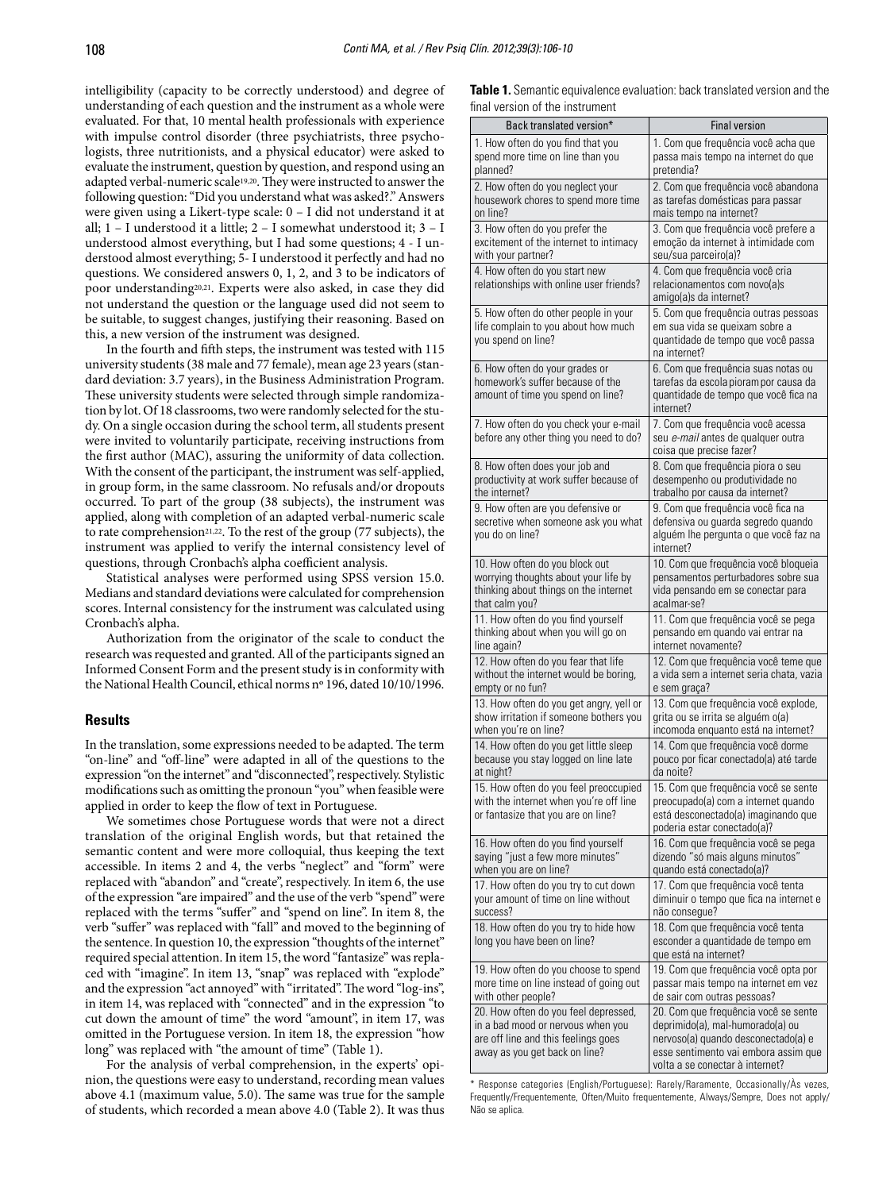intelligibility (capacity to be correctly understood) and degree of understanding of each question and the instrument as a whole were evaluated. For that, 10 mental health professionals with experience with impulse control disorder (three psychiatrists, three psychologists, three nutritionists, and a physical educator) were asked to evaluate the instrument, question by question, and respond using an adapted verbal-numeric scale[19,20]. They were instructed to answer the following question: "Did you understand what was asked?." Answers were given using a Likert-type scale: 0 – I did not understand it at all; 1 – I understood it a little; 2 – I somewhat understood it; 3 – I understood almost everything, but I had some questions; 4 - I understood almost everything; 5- I understood it perfectly and had no questions. We considered answers 0, 1, 2, and 3 to be indicators of poor understanding[20,21]. Experts were also asked, in case they did not understand the question or the language used did not seem to be suitable, to suggest changes, justifying their reasoning. Based on this, a new version of the instrument was designed.

In the fourth and fifth steps, the instrument was tested with 115 university students (38 male and 77 female), mean age 23 years (standard deviation: 3.7 years), in the Business Administration Program. These university students were selected through simple randomization by lot. Of 18 classrooms, two were randomly selected for the study. On a single occasion during the school term, all students present were invited to voluntarily participate, receiving instructions from the first author (MAC), assuring the uniformity of data collection. With the consent of the participant, the instrument was self-applied, in group form, in the same classroom. No refusals and/or dropouts occurred. To part of the group (38 subjects), the instrument was applied, along with completion of an adapted verbal-numeric scale to rate comprehension[21,22]. To the rest of the group (77 subjects), the instrument was applied to verify the internal consistency level of questions, through Cronbach's alpha coefficient analysis.

Statistical analyses were performed using SPSS version 15.0. Medians and standard deviations were calculated for comprehension scores. Internal consistency for the instrument was calculated using Cronbach's alpha.

Authorization from the originator of the scale to conduct the research was requested and granted. All of the participants signed an Informed Consent Form and the present study is in conformity with the National Health Council, ethical norms nº 196, dated 10/10/1996.

## Results

In the translation, some expressions needed to be adapted. The term "on-line" and "off-line" were adapted in all of the questions to the expression "on the internet" and "disconnected", respectively. Stylistic modifications such as omitting the pronoun "you" when feasible were applied in order to keep the flow of text in Portuguese.

We sometimes chose Portuguese words that were not a direct translation of the original English words, but that retained the semantic content and were more colloquial, thus keeping the text accessible. In items 2 and 4, the verbs "neglect" and "form" were replaced with "abandon" and "create", respectively. In item 6, the use of the expression "are impaired" and the use of the verb "spend" were replaced with the terms "suffer" and "spend on line". In item 8, the verb "suffer" was replaced with "fall" and moved to the beginning of the sentence. In question 10, the expression "thoughts of the internet" required special attention. In item 15, the word "fantasize" was replaced with "imagine". In item 13, "snap" was replaced with "explode" and the expression "act annoyed" with "irritated". The word "log-ins", in item 14, was replaced with "connected" and in the expression "to cut down the amount of time" the word "amount", in item 17, was omitted in the Portuguese version. In item 18, the expression "how long" was replaced with "the amount of time" (Table 1).

For the analysis of verbal comprehension, in the experts' opinion, the questions were easy to understand, recording mean values above 4.1 (maximum value, 5.0). The same was true for the sample of students, which recorded a mean above 4.0 (Table 2). It was thus

**Table 1.** Semantic equivalence evaluation: back translated version and the final version of the instrument

| Back translated version* | Final version |
|---|---|
| 1. How often do you find that you spend more time on line than you planned? | 1. Com que frequência você acha que passa mais tempo na internet do que pretendia? |
| 2. How often do you neglect your housework chores to spend more time on line? | 2. Com que frequência você abandona as tarefas domésticas para passar mais tempo na internet? |
| 3. How often do you prefer the excitement of the internet to intimacy with your partner? | 3. Com que frequência você prefere a emoção da internet à intimidade com seu/sua parceiro(a)? |
| 4. How often do you start new relationships with online user friends? | 4. Com que frequência você cria relacionamentos com novo(a)s amigo(a)s da internet? |
| 5. How often do other people in your life complain to you about how much you spend on line? | 5. Com que frequência outras pessoas em sua vida se queixam sobre a quantidade de tempo que você passa na internet? |
| 6. How often do your grades or homework's suffer because of the amount of time you spend on line? | 6. Com que frequência suas notas ou tarefas da escola pioram por causa da quantidade de tempo que você fica na internet? |
| 7. How often do you check your e-mail before any other thing you need to do? | 7. Com que frequência você acessa seu *e-mail* antes de qualquer outra coisa que precise fazer? |
| 8. How often does your job and productivity at work suffer because of the internet? | 8. Com que frequência piora o seu desempenho ou produtividade no trabalho por causa da internet? |
| 9. How often are you defensive or secretive when someone ask you what you do on line? | 9. Com que frequência você fica na defensiva ou guarda segredo quando alguém lhe pergunta o que você faz na internet? |
| 10. How often do you block out worrying thoughts about your life by thinking about things on the internet that calm you? | 10. Com que frequência você bloqueia pensamentos perturbadores sobre sua vida pensando em se conectar para acalmar-se? |
| 11. How often do you find yourself thinking about when you will go on line again? | 11. Com que frequência você se pega pensando em quando vai entrar na internet novamente? |
| 12. How often do you fear that life without the internet would be boring, empty or no fun? | 12. Com que frequência você teme que a vida sem a internet seria chata, vazia e sem graça? |
| 13. How often do you get angry, yell or show irritation if someone bothers you when you're on line? | 13. Com que frequência você explode, grita ou se irrita se alguém o(a) incomoda enquanto está na internet? |
| 14. How often do you get little sleep because you stay logged on line late at night? | 14. Com que frequência você dorme pouco por ficar conectado(a) até tarde da noite? |
| 15. How often do you feel preoccupied with the internet when you're off line or fantasize that you are on line? | 15. Com que frequência você se sente preocupado(a) com a internet quando está desconectado(a) imaginando que poderia estar conectado(a)? |
| 16. How often do you find yourself saying "just a few more minutes" when you are on line? | 16. Com que frequência você se pega dizendo "só mais alguns minutos" quando está conectado(a)? |
| 17. How often do you try to cut down your amount of time on line without success? | 17. Com que frequência você tenta diminuir o tempo que fica na internet e não consegue? |
| 18. How often do you try to hide how long you have been on line? | 18. Com que frequência você tenta esconder a quantidade de tempo em que está na internet? |
| 19. How often do you choose to spend more time on line instead of going out with other people? | 19. Com que frequência você opta por passar mais tempo na internet em vez de sair com outras pessoas? |
| 20. How often do you feel depressed, in a bad mood or nervous when you are off line and this feelings goes away as you get back on line? | 20. Com que frequência você se sente deprimido(a), mal-humorado(a) ou nervoso(a) quando desconectado(a) e esse sentimento vai embora assim que volta a se conectar à internet? |

\* Response categories (English/Portuguese): Rarely/Raramente, Occasionally/Às vezes, Frequently/Frequentemente, Often/Muito frequentemente, Always/Sempre, Does not apply/Não se aplica.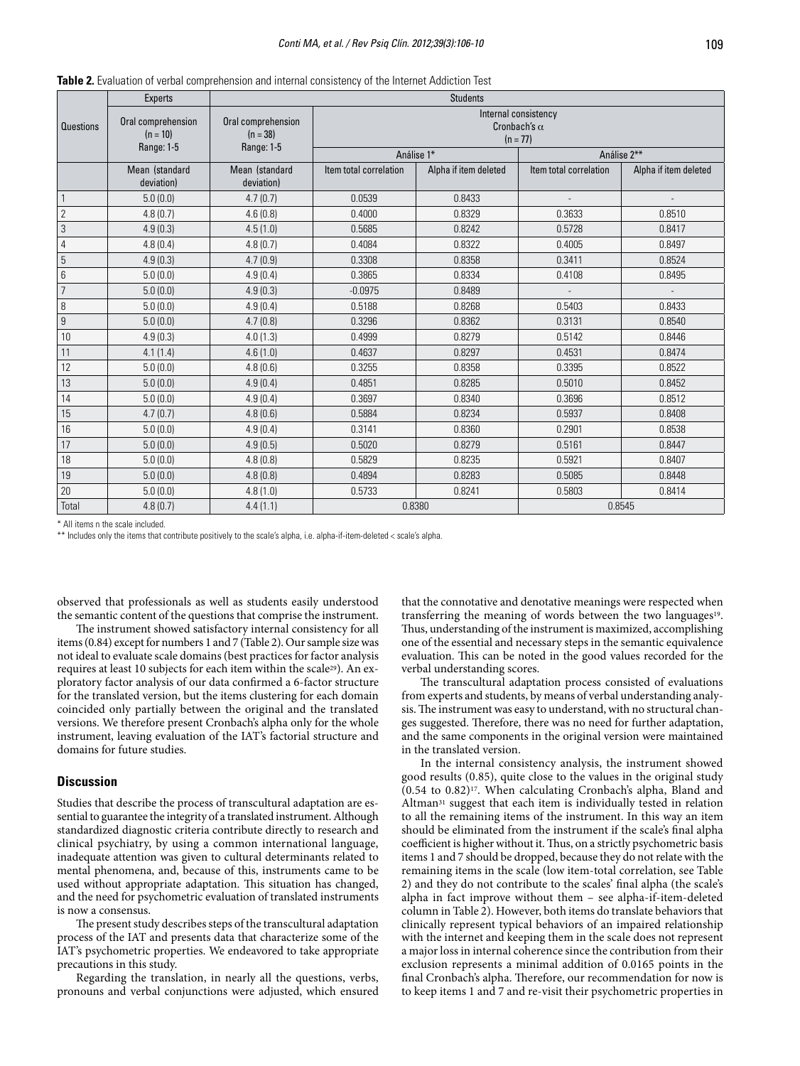**Table 2.** Evaluation of verbal comprehension and internal consistency of the Internet Addiction Test

| Questions | Experts | Students | | | | |
|---|---|---|---|---|---|---|
| | Oral comprehension (n = 10) Range: 1-5 | Oral comprehension (n = 38) Range: 1-5 | Internal consistency Cronbach's α (n = 77) | | | |
| | | | Análise 1* | | Análise 2** | |
| | Mean (standard deviation) | Mean (standard deviation) | Item total correlation | Alpha if item deleted | Item total correlation | Alpha if item deleted |
| 1 | 5.0 (0.0) | 4.7 (0.7) | 0.0539 | 0.8433 | - | - |
| 2 | 4.8 (0.7) | 4.6 (0.8) | 0.4000 | 0.8329 | 0.3633 | 0.8510 |
| 3 | 4.9 (0.3) | 4.5 (1.0) | 0.5685 | 0.8242 | 0.5728 | 0.8417 |
| 4 | 4.8 (0.4) | 4.8 (0.7) | 0.4084 | 0.8322 | 0.4005 | 0.8497 |
| 5 | 4.9 (0.3) | 4.7 (0.9) | 0.3308 | 0.8358 | 0.3411 | 0.8524 |
| 6 | 5.0 (0.0) | 4.9 (0.4) | 0.3865 | 0.8334 | 0.4108 | 0.8495 |
| 7 | 5.0 (0.0) | 4.9 (0.3) | -0.0975 | 0.8489 | - | - |
| 8 | 5.0 (0.0) | 4.9 (0.4) | 0.5188 | 0.8268 | 0.5403 | 0.8433 |
| 9 | 5.0 (0.0) | 4.7 (0.8) | 0.3296 | 0.8362 | 0.3131 | 0.8540 |
| 10 | 4.9 (0.3) | 4.0 (1.3) | 0.4999 | 0.8279 | 0.5142 | 0.8446 |
| 11 | 4.1 (1.4) | 4.6 (1.0) | 0.4637 | 0.8297 | 0.4531 | 0.8474 |
| 12 | 5.0 (0.0) | 4.8 (0.6) | 0.3255 | 0.8358 | 0.3395 | 0.8522 |
| 13 | 5.0 (0.0) | 4.9 (0.4) | 0.4851 | 0.8285 | 0.5010 | 0.8452 |
| 14 | 5.0 (0.0) | 4.9 (0.4) | 0.3697 | 0.8340 | 0.3696 | 0.8512 |
| 15 | 4.7 (0.7) | 4.8 (0.6) | 0.5884 | 0.8234 | 0.5937 | 0.8408 |
| 16 | 5.0 (0.0) | 4.9 (0.4) | 0.3141 | 0.8360 | 0.2901 | 0.8538 |
| 17 | 5.0 (0.0) | 4.9 (0.5) | 0.5020 | 0.8279 | 0.5161 | 0.8447 |
| 18 | 5.0 (0.0) | 4.8 (0.8) | 0.5829 | 0.8235 | 0.5921 | 0.8407 |
| 19 | 5.0 (0.0) | 4.8 (0.8) | 0.4894 | 0.8283 | 0.5085 | 0.8448 |
| 20 | 5.0 (0.0) | 4.8 (1.0) | 0.5733 | 0.8241 | 0.5803 | 0.8414 |
| Total | 4.8 (0.7) | 4.4 (1.1) | 0.8380 | | 0.8545 | |

\* All items n the scale included.

\*\* Includes only the items that contribute positively to the scale's alpha, i.e. alpha-if-item-deleted < scale's alpha.

observed that professionals as well as students easily understood the semantic content of the questions that comprise the instrument.

The instrument showed satisfactory internal consistency for all items (0.84) except for numbers 1 and 7 (Table 2). Our sample size was not ideal to evaluate scale domains (best practices for factor analysis requires at least 10 subjects for each item within the scale[29]). An exploratory factor analysis of our data confirmed a 6-factor structure for the translated version, but the items clustering for each domain coincided only partially between the original and the translated versions. We therefore present Cronbach's alpha only for the whole instrument, leaving evaluation of the IAT's factorial structure and domains for future studies.

## Discussion

Studies that describe the process of transcultural adaptation are essential to guarantee the integrity of a translated instrument. Although standardized diagnostic criteria contribute directly to research and clinical psychiatry, by using a common international language, inadequate attention was given to cultural determinants related to mental phenomena, and, because of this, instruments came to be used without appropriate adaptation. This situation has changed, and the need for psychometric evaluation of translated instruments is now a consensus.

The present study describes steps of the transcultural adaptation process of the IAT and presents data that characterize some of the IAT's psychometric properties. We endeavored to take appropriate precautions in this study.

Regarding the translation, in nearly all the questions, verbs, pronouns and verbal conjunctions were adjusted, which ensured that the connotative and denotative meanings were respected when transferring the meaning of words between the two languages[19]. Thus, understanding of the instrument is maximized, accomplishing one of the essential and necessary steps in the semantic equivalence evaluation. This can be noted in the good values recorded for the verbal understanding scores.

The transcultural adaptation process consisted of evaluations from experts and students, by means of verbal understanding analysis. The instrument was easy to understand, with no structural changes suggested. Therefore, there was no need for further adaptation, and the same components in the original version were maintained in the translated version.

In the internal consistency analysis, the instrument showed good results (0.85), quite close to the values in the original study (0.54 to 0.82)[17]. When calculating Cronbach's alpha, Bland and Altman[31] suggest that each item is individually tested in relation to all the remaining items of the instrument. In this way an item should be eliminated from the instrument if the scale's final alpha coefficient is higher without it. Thus, on a strictly psychometric basis items 1 and 7 should be dropped, because they do not relate with the remaining items in the scale (low item-total correlation, see Table 2) and they do not contribute to the scales' final alpha (the scale's alpha in fact improve without them – see alpha-if-item-deleted column in Table 2). However, both items do translate behaviors that clinically represent typical behaviors of an impaired relationship with the internet and keeping them in the scale does not represent a major loss in internal coherence since the contribution from their exclusion represents a minimal addition of 0.0165 points in the final Cronbach's alpha. Therefore, our recommendation for now is to keep items 1 and 7 and re-visit their psychometric properties in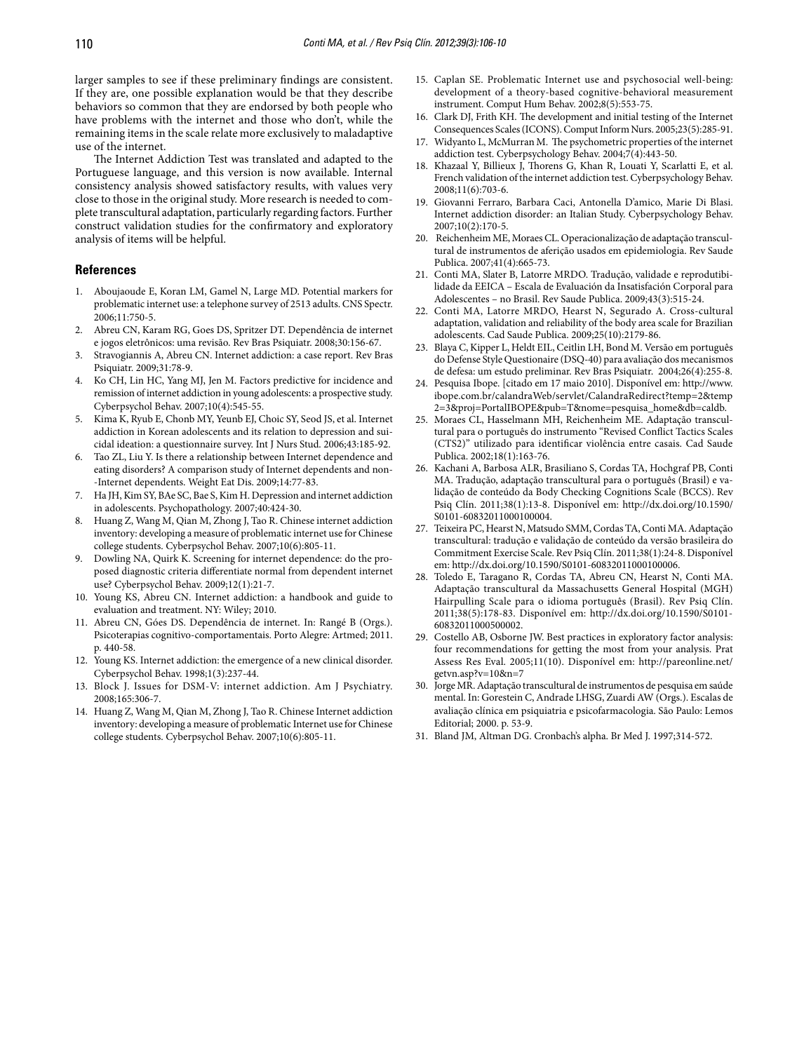larger samples to see if these preliminary findings are consistent. If they are, one possible explanation would be that they describe behaviors so common that they are endorsed by both people who have problems with the internet and those who don't, while the remaining items in the scale relate more exclusively to maladaptive use of the internet.

The Internet Addiction Test was translated and adapted to the Portuguese language, and this version is now available. Internal consistency analysis showed satisfactory results, with values very close to those in the original study. More research is needed to complete transcultural adaptation, particularly regarding factors. Further construct validation studies for the confirmatory and exploratory analysis of items will be helpful.

## References

1. Aboujaoude E, Koran LM, Gamel N, Large MD. Potential markers for problematic internet use: a telephone survey of 2513 adults. CNS Spectr. 2006;11:750-5.
2. Abreu CN, Karam RG, Goes DS, Spritzer DT. Dependência de internet e jogos eletrônicos: uma revisão. Rev Bras Psiquiatr. 2008;30:156-67.
3. Stravogiannis A, Abreu CN. Internet addiction: a case report. Rev Bras Psiquiatr. 2009;31:78-9.
4. Ko CH, Lin HC, Yang MJ, Jen M. Factors predictive for incidence and remission of internet addiction in young adolescents: a prospective study. Cyberpsychol Behav. 2007;10(4):545-55.
5. Kima K, Ryub E, Chonb MY, Yeunb EJ, Choic SY, Seod JS, et al. Internet addiction in Korean adolescents and its relation to depression and suicidal ideation: a questionnaire survey. Int J Nurs Stud. 2006;43:185-92.
6. Tao ZL, Liu Y. Is there a relationship between Internet dependence and eating disorders? A comparison study of Internet dependents and non--Internet dependents. Weight Eat Dis. 2009;14:77-83.
7. Ha JH, Kim SY, BAe SC, Bae S, Kim H. Depression and internet addiction in adolescents. Psychopathology. 2007;40:424-30.
8. Huang Z, Wang M, Qian M, Zhong J, Tao R. Chinese internet addiction inventory: developing a measure of problematic internet use for Chinese college students. Cyberpsychol Behav. 2007;10(6):805-11.
9. Dowling NA, Quirk K. Screening for internet dependence: do the proposed diagnostic criteria differentiate normal from dependent internet use? Cyberpsychol Behav. 2009;12(1):21-7.
10. Young KS, Abreu CN. Internet addiction: a handbook and guide to evaluation and treatment. NY: Wiley; 2010.
11. Abreu CN, Góes DS. Dependência de internet. In: Rangé B (Orgs.). Psicoterapias cognitivo-comportamentais. Porto Alegre: Artmed; 2011. p. 440-58.
12. Young KS. Internet addiction: the emergence of a new clinical disorder. Cyberpsychol Behav. 1998;1(3):237-44.
13. Block J. Issues for DSM-V: internet addiction. Am J Psychiatry. 2008;165:306-7.
14. Huang Z, Wang M, Qian M, Zhong J, Tao R. Chinese Internet addiction inventory: developing a measure of problematic Internet use for Chinese college students. Cyberpsychol Behav. 2007;10(6):805-11.
15. Caplan SE. Problematic Internet use and psychosocial well-being: development of a theory-based cognitive-behavioral measurement instrument. Comput Hum Behav. 2002;8(5):553-75.
16. Clark DJ, Frith KH. The development and initial testing of the Internet Consequences Scales (ICONS). Comput Inform Nurs. 2005;23(5):285-91.
17. Widyanto L, McMurran M. The psychometric properties of the internet addiction test. Cyberpsychology Behav. 2004;7(4):443-50.
18. Khazaal Y, Billieux J, Thorens G, Khan R, Louati Y, Scarlatti E, et al. French validation of the internet addiction test. Cyberpsychology Behav. 2008;11(6):703-6.
19. Giovanni Ferraro, Barbara Caci, Antonella D'amico, Marie Di Blasi. Internet addiction disorder: an Italian Study. Cyberpsychology Behav. 2007;10(2):170-5.
20. Reichenheim ME, Moraes CL. Operacionalização de adaptação transcultural de instrumentos de aferição usados em epidemiologia. Rev Saude Publica. 2007;41(4):665-73.
21. Conti MA, Slater B, Latorre MRDO. Tradução, validade e reprodutibilidade da EEICA – Escala de Evaluación da Insatisfación Corporal para Adolescentes – no Brasil. Rev Saude Publica. 2009;43(3):515-24.
22. Conti MA, Latorre MRDO, Hearst N, Segurado A. Cross-cultural adaptation, validation and reliability of the body area scale for Brazilian adolescents. Cad Saude Publica. 2009;25(10):2179-86.
23. Blaya C, Kipper L, Heldt EIL, Ceitlin LH, Bond M. Versão em português do Defense Style Questionaire (DSQ-40) para avaliação dos mecanismos de defesa: um estudo preliminar. Rev Bras Psiquiatr. 2004;26(4):255-8.
24. Pesquisa Ibope. [citado em 17 maio 2010]. Disponível em: http://www.ibope.com.br/calandraWeb/servlet/CalandraRedirect?temp=2&temp2=3&proj=PortalIBOPE&pub=T&nome=pesquisa_home&db=caldb.
25. Moraes CL, Hasselmann MH, Reichenheim ME. Adaptação transcultural para o português do instrumento "Revised Conflict Tactics Scales (CTS2)" utilizado para identificar violência entre casais. Cad Saude Publica. 2002;18(1):163-76.
26. Kachani A, Barbosa ALR, Brasiliano S, Cordas TA, Hochgraf PB, Conti MA. Tradução, adaptação transcultural para o português (Brasil) e validação de conteúdo da Body Checking Cognitions Scale (BCCS). Rev Psiq Clín. 2011;38(1):13-8. Disponível em: http://dx.doi.org/10.1590/S0101-60832011000100004.
27. Teixeira PC, Hearst N, Matsudo SMM, Cordas TA, Conti MA. Adaptação transcultural: tradução e validação de conteúdo da versão brasileira do Commitment Exercise Scale. Rev Psiq Clín. 2011;38(1):24-8. Disponível em: http://dx.doi.org/10.1590/S0101-60832011000100006.
28. Toledo E, Taragano R, Cordas TA, Abreu CN, Hearst N, Conti MA. Adaptação transcultural da Massachusetts General Hospital (MGH) Hairpulling Scale para o idioma português (Brasil). Rev Psiq Clín. 2011;38(5):178-83. Disponível em: http://dx.doi.org/10.1590/S0101-60832011000500002.
29. Costello AB, Osborne JW. Best practices in exploratory factor analysis: four recommendations for getting the most from your analysis. Prat Assess Res Eval. 2005;11(10). Disponível em: http://pareonline.net/getvn.asp?v=10&n=7
30. Jorge MR. Adaptação transcultural de instrumentos de pesquisa em saúde mental. In: Gorestein C, Andrade LHSG, Zuardi AW (Orgs.). Escalas de avaliação clínica em psiquiatria e psicofarmacologia. São Paulo: Lemos Editorial; 2000. p. 53-9.
31. Bland JM, Altman DG. Cronbach's alpha. Br Med J. 1997;314-572.